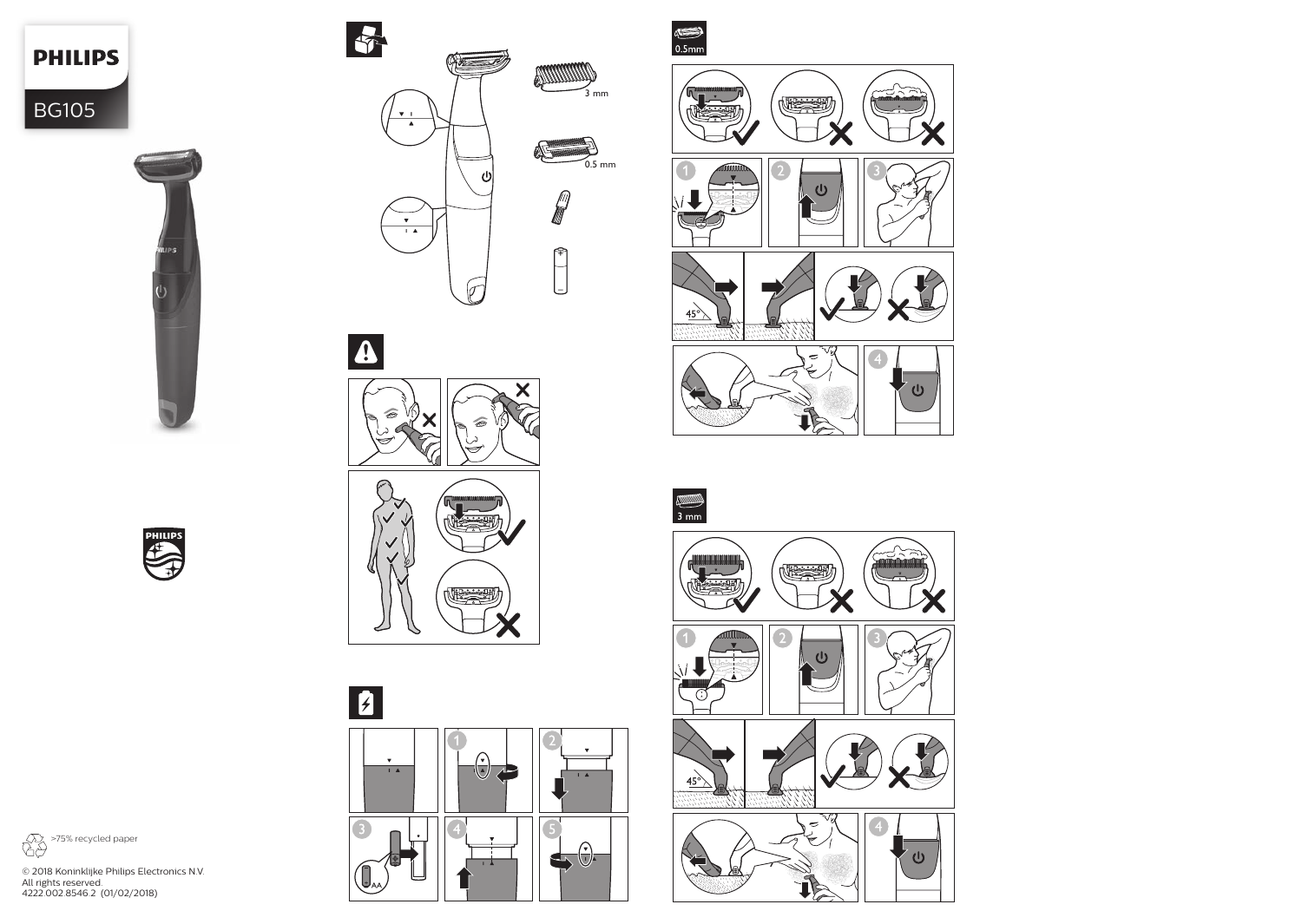# PHILIPS

## BG105

3 mm

0.5 mm

0.5mm

45°

3 mm

45°

AA

>75% recycled paper

© 2018 Koninklijke Philips Electronics N.V.
All rights reserved.
4222.002.8546.2 (01/02/2018)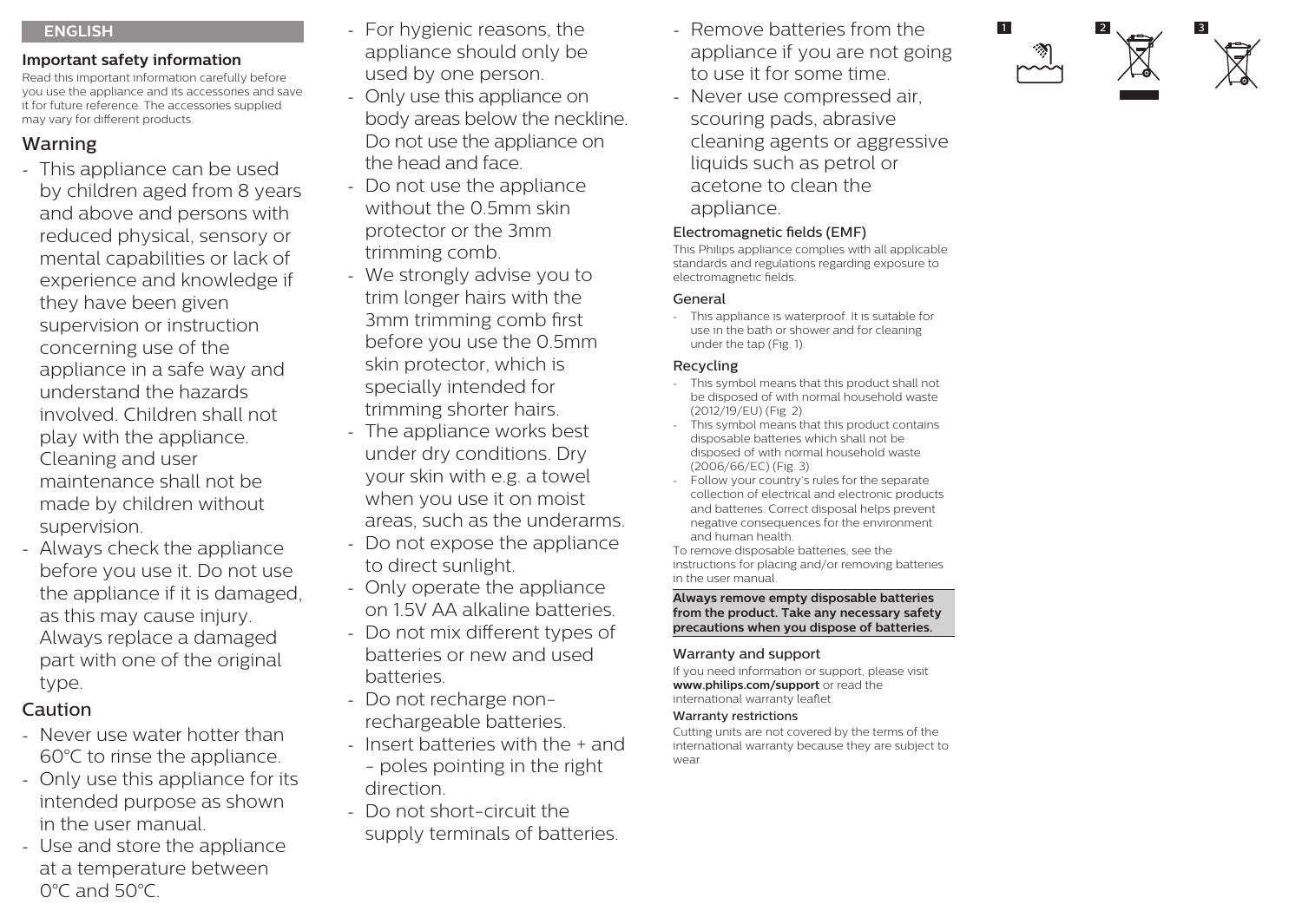## ENGLISH

### Important safety information

Read this important information carefully before you use the appliance and its accessories and save it for future reference. The accessories supplied may vary for different products.

## Warning

- This appliance can be used by children aged from 8 years and above and persons with reduced physical, sensory or mental capabilities or lack of experience and knowledge if they have been given supervision or instruction concerning use of the appliance in a safe way and understand the hazards involved. Children shall not play with the appliance. Cleaning and user maintenance shall not be made by children without supervision.
- Always check the appliance before you use it. Do not use the appliance if it is damaged, as this may cause injury. Always replace a damaged part with one of the original type.

## Caution

- Never use water hotter than 60°C to rinse the appliance.
- Only use this appliance for its intended purpose as shown in the user manual.
- Use and store the appliance at a temperature between 0°C and 50°C.
- For hygienic reasons, the appliance should only be used by one person.
- Only use this appliance on body areas below the neckline. Do not use the appliance on the head and face.
- Do not use the appliance without the 0.5mm skin protector or the 3mm trimming comb.
- We strongly advise you to trim longer hairs with the 3mm trimming comb first before you use the 0.5mm skin protector, which is specially intended for trimming shorter hairs.
- The appliance works best under dry conditions. Dry your skin with e.g. a towel when you use it on moist areas, such as the underarms.
- Do not expose the appliance to direct sunlight.
- Only operate the appliance on 1.5V AA alkaline batteries.
- Do not mix different types of batteries or new and used batteries.
- Do not recharge non-rechargeable batteries.
- Insert batteries with the + and - poles pointing in the right direction.
- Do not short-circuit the supply terminals of batteries.
- Remove batteries from the appliance if you are not going to use it for some time.
- Never use compressed air, scouring pads, abrasive cleaning agents or aggressive liquids such as petrol or acetone to clean the appliance.

### Electromagnetic fields (EMF)

This Philips appliance complies with all applicable standards and regulations regarding exposure to electromagnetic fields.

### General

- This appliance is waterproof. It is suitable for use in the bath or shower and for cleaning under the tap (Fig. 1).

### Recycling

- This symbol means that this product shall not be disposed of with normal household waste (2012/19/EU) (Fig. 2).
- This symbol means that this product contains disposable batteries which shall not be disposed of with normal household waste (2006/66/EC) (Fig. 3).
- Follow your country's rules for the separate collection of electrical and electronic products and batteries. Correct disposal helps prevent negative consequences for the environment and human health.

To remove disposable batteries, see the instructions for placing and/or removing batteries in the user manual.

**Always remove empty disposable batteries from the product. Take any necessary safety precautions when you dispose of batteries.**

### Warranty and support

If you need information or support, please visit **www.philips.com/support** or read the international warranty leaflet.

#### Warranty restrictions

Cutting units are not covered by the terms of the international warranty because they are subject to wear.

1

2

3